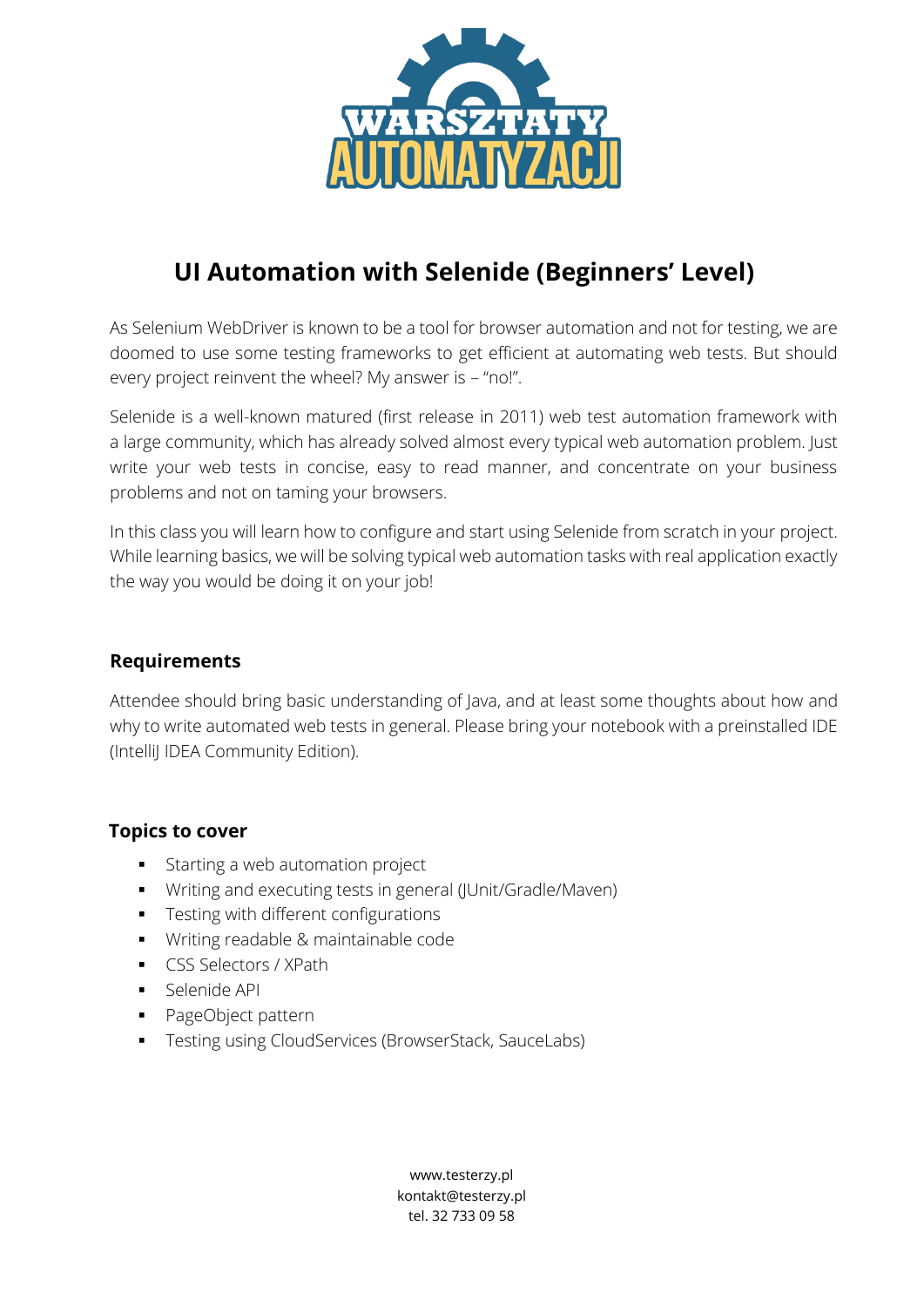# UI Automation with Selenide (Beginners' Level)

As Selenium WebDriver is known to be a tool for browser automation and not for testing, we are doomed to use some testing frameworks to get efficient at automating web tests. But should every project reinvent the wheel? My answer is – "no!".

Selenide is a well-known matured (first release in 2011) web test automation framework with a large community, which has already solved almost every typical web automation problem. Just write your web tests in concise, easy to read manner, and concentrate on your business problems and not on taming your browsers.

In this class you will learn how to configure and start using Selenide from scratch in your project. While learning basics, we will be solving typical web automation tasks with real application exactly the way you would be doing it on your job!

## Requirements

Attendee should bring basic understanding of Java, and at least some thoughts about how and why to write automated web tests in general. Please bring your notebook with a preinstalled IDE (IntelliJ IDEA Community Edition).

## Topics to cover

- Starting a web automation project
- Writing and executing tests in general (JUnit/Gradle/Maven)
- Testing with different configurations
- Writing readable & maintainable code
- CSS Selectors / XPath
- Selenide API
- PageObject pattern
- Testing using CloudServices (BrowserStack, SauceLabs)

www.testerzy.pl
kontakt@testerzy.pl
tel. 32 733 09 58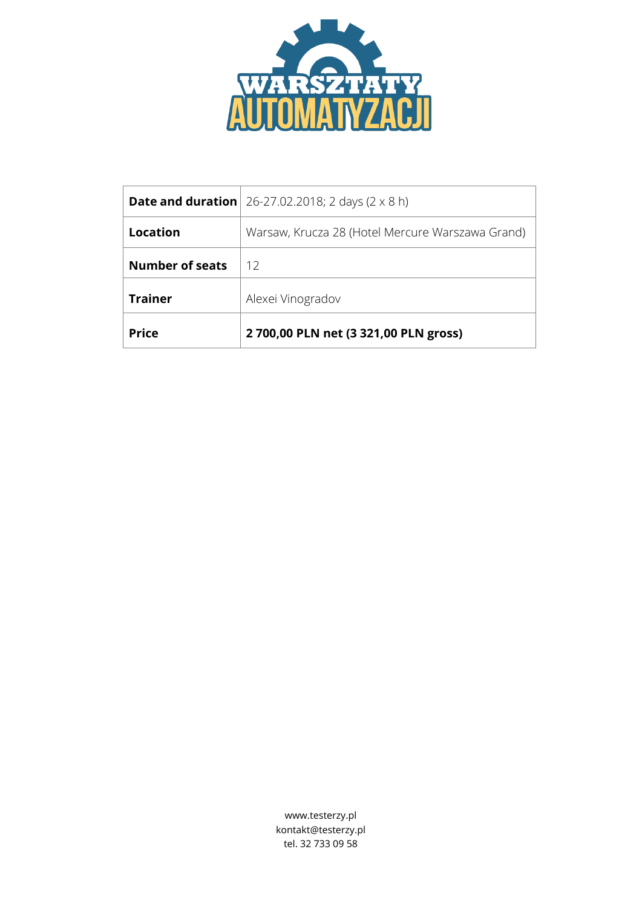| **Date and duration** | 26-27.02.2018; 2 days (2 x 8 h) |
| --- | --- |
| **Location** | Warsaw, Krucza 28 (Hotel Mercure Warszawa Grand) |
| **Number of seats** | 12 |
| **Trainer** | Alexei Vinogradov |
| **Price** | **2 700,00 PLN net (3 321,00 PLN gross)** |

www.testerzy.pl
kontakt@testerzy.pl
tel. 32 733 09 58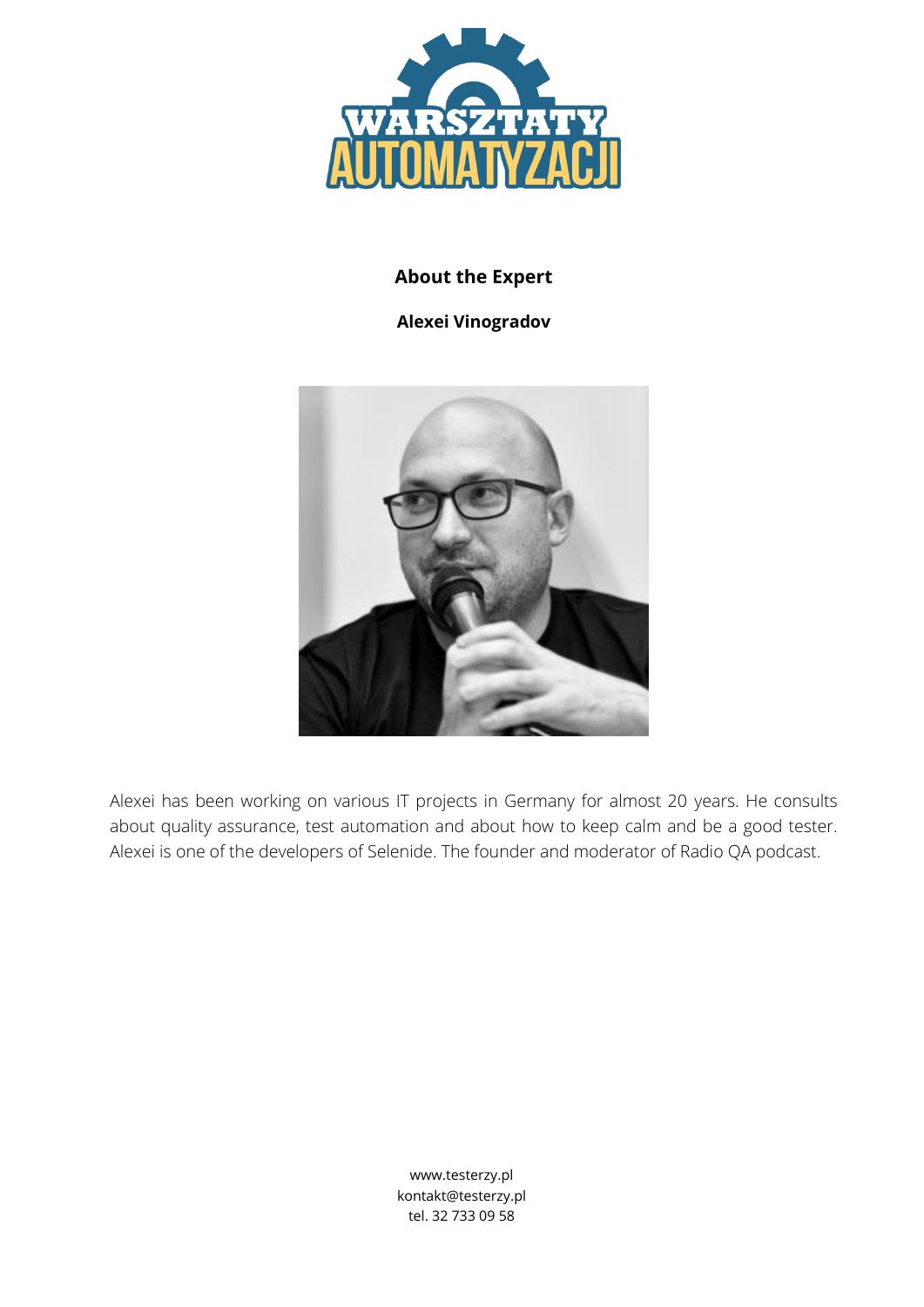## About the Expert

### Alexei Vinogradov

Alexei has been working on various IT projects in Germany for almost 20 years. He consults about quality assurance, test automation and about how to keep calm and be a good tester. Alexei is one of the developers of Selenide. The founder and moderator of Radio QA podcast.

www.testerzy.pl
kontakt@testerzy.pl
tel. 32 733 09 58